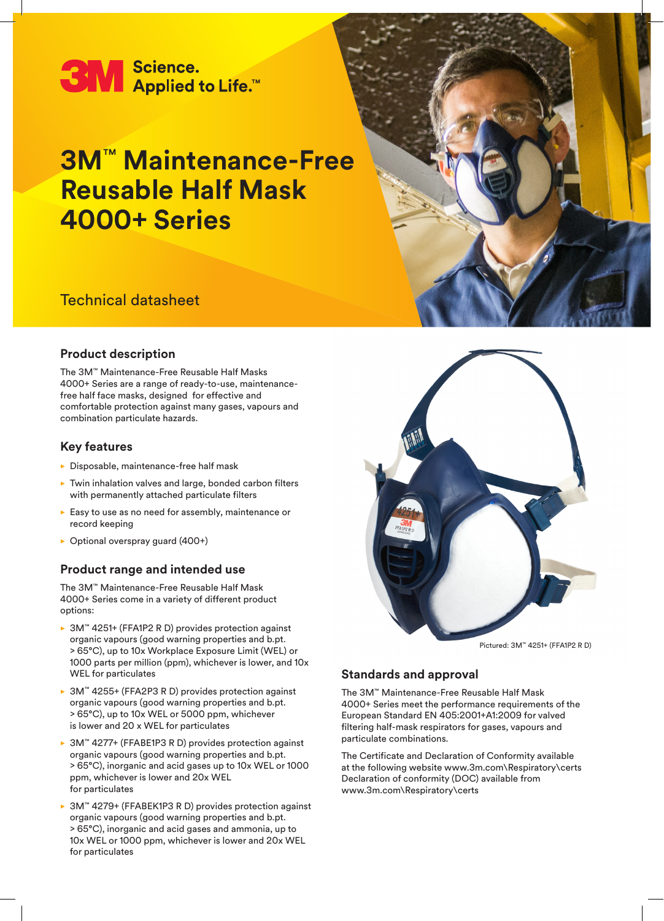3M Science. Applied to Life.™

# 3M™ Maintenance-Free Reusable Half Mask 4000+ Series

Technical datasheet

## Product description

The 3M™ Maintenance-Free Reusable Half Masks 4000+ Series are a range of ready-to-use, maintenance-free half face masks, designed for effective and comfortable protection against many gases, vapours and combination particulate hazards.

## Key features

- Disposable, maintenance-free half mask
- Twin inhalation valves and large, bonded carbon filters with permanently attached particulate filters
- Easy to use as no need for assembly, maintenance or record keeping
- Optional overspray guard (400+)

## Product range and intended use

The 3M™ Maintenance-Free Reusable Half Mask 4000+ Series come in a variety of different product options:

- 3M™ 4251+ (FFA1P2 R D) provides protection against organic vapours (good warning properties and b.pt. > 65°C), up to 10x Workplace Exposure Limit (WEL) or 1000 parts per million (ppm), whichever is lower, and 10x WEL for particulates
- 3M™ 4255+ (FFA2P3 R D) provides protection against organic vapours (good warning properties and b.pt. > 65°C), up to 10x WEL or 5000 ppm, whichever is lower and 20 x WEL for particulates
- 3M™ 4277+ (FFABE1P3 R D) provides protection against organic vapours (good warning properties and b.pt. > 65°C), inorganic and acid gases up to 10x WEL or 1000 ppm, whichever is lower and 20x WEL for particulates
- 3M™ 4279+ (FFABEK1P3 R D) provides protection against organic vapours (good warning properties and b.pt. > 65°C), inorganic and acid gases and ammonia, up to 10x WEL or 1000 ppm, whichever is lower and 20x WEL for particulates

Pictured: 3M™ 4251+ (FFA1P2 R D)

## Standards and approval

The 3M™ Maintenance-Free Reusable Half Mask 4000+ Series meet the performance requirements of the European Standard EN 405:2001+A1:2009 for valved filtering half-mask respirators for gases, vapours and particulate combinations.

The Certificate and Declaration of Conformity available at the following website www.3m.com\Respiratory\certs Declaration of conformity (DOC) available from www.3m.com\Respiratory\certs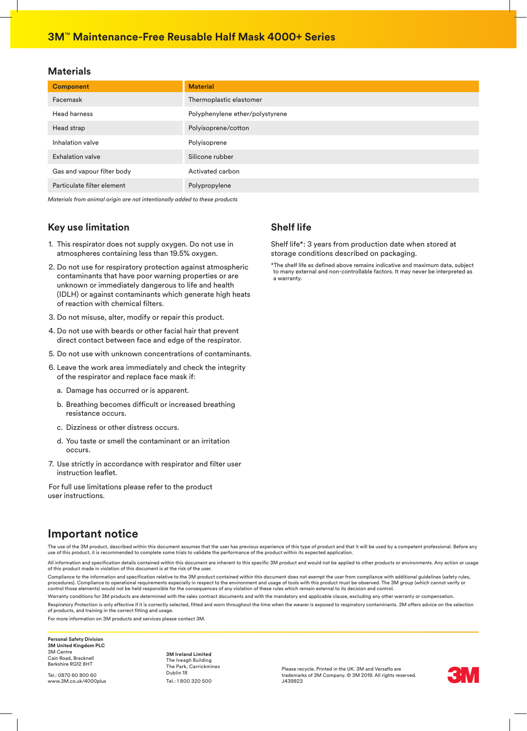# 3M™ Maintenance-Free Reusable Half Mask 4000+ Series

## Materials

| Component | Material |
|---|---|
| Facemask | Thermoplastic elastomer |
| Head harness | Polyphenylene ether/polystyrene |
| Head strap | Polyisoprene/cotton |
| Inhalation valve | Polyisoprene |
| Exhalation valve | Silicone rubber |
| Gas and vapour filter body | Activated carbon |
| Particulate filter element | Polypropylene |

*Materials from animal origin are not intentionally added to these products*

## Key use limitation

1. This respirator does not supply oxygen. Do not use in atmospheres containing less than 19.5% oxygen.
2. Do not use for respiratory protection against atmospheric contaminants that have poor warning properties or are unknown or immediately dangerous to life and health (IDLH) or against contaminants which generate high heats of reaction with chemical filters.
3. Do not misuse, alter, modify or repair this product.
4. Do not use with beards or other facial hair that prevent direct contact between face and edge of the respirator.
5. Do not use with unknown concentrations of contaminants.
6. Leave the work area immediately and check the integrity of the respirator and replace face mask if:
   a. Damage has occurred or is apparent.
   b. Breathing becomes difficult or increased breathing resistance occurs.
   c. Dizziness or other distress occurs.
   d. You taste or smell the contaminant or an irritation occurs.
7. Use strictly in accordance with respirator and filter user instruction leaflet.

For full use limitations please refer to the product user instructions.

## Shelf life

Shelf life*: 3 years from production date when stored at storage conditions described on packaging.

*The shelf life as defined above remains indicative and maximum data, subject to many external and non-controllable factors. It may never be interpreted as a warranty.

## Important notice

The use of the 3M product, described within this document assumes that the user has previous experience of this type of product and that it will be used by a competent professional. Before any use of this product, it is recommended to complete some trials to validate the performance of the product within its expected application.

All information and specification details contained within this document are inherent to this specific 3M product and would not be applied to other products or environments. Any action or usage of this product made in violation of this document is at the risk of the user.

Compliance to the information and specification relative to the 3M product contained within this document does not exempt the user from compliance with additional guidelines (safety rules, procedures). Compliance to operational requirements especially in respect to the environment and usage of tools with this product must be observed. The 3M group (which cannot verify or control those elements) would not be held responsible for the consequences of any violation of these rules which remain external to its decision and control.

Warranty conditions for 3M products are determined with the sales contract documents and with the mandatory and applicable clause, excluding any other warranty or compensation.

Respiratory Protection is only effective if it is correctly selected, fitted and worn throughout the time when the wearer is exposed to respiratory contaminants. 3M offers advice on the selection of products, and training in the correct fitting and usage.

For more information on 3M products and services please contact 3M.

**Personal Safety Division**
**3M United Kingdom PLC**
3M Centre
Cain Road, Bracknell
Berkshire RG12 8HT

Tel.: 0870 60 800 60
www.3M.co.uk/4000plus

**3M Ireland Limited**
The Iveagh Building
The Park, Carrickmines
Dublin 18
Tel.: 1 800 320 500

Please recycle. Printed in the UK. 3M and Versaflo are trademarks of 3M Company. © 3M 2019. All rights reserved.
J439823